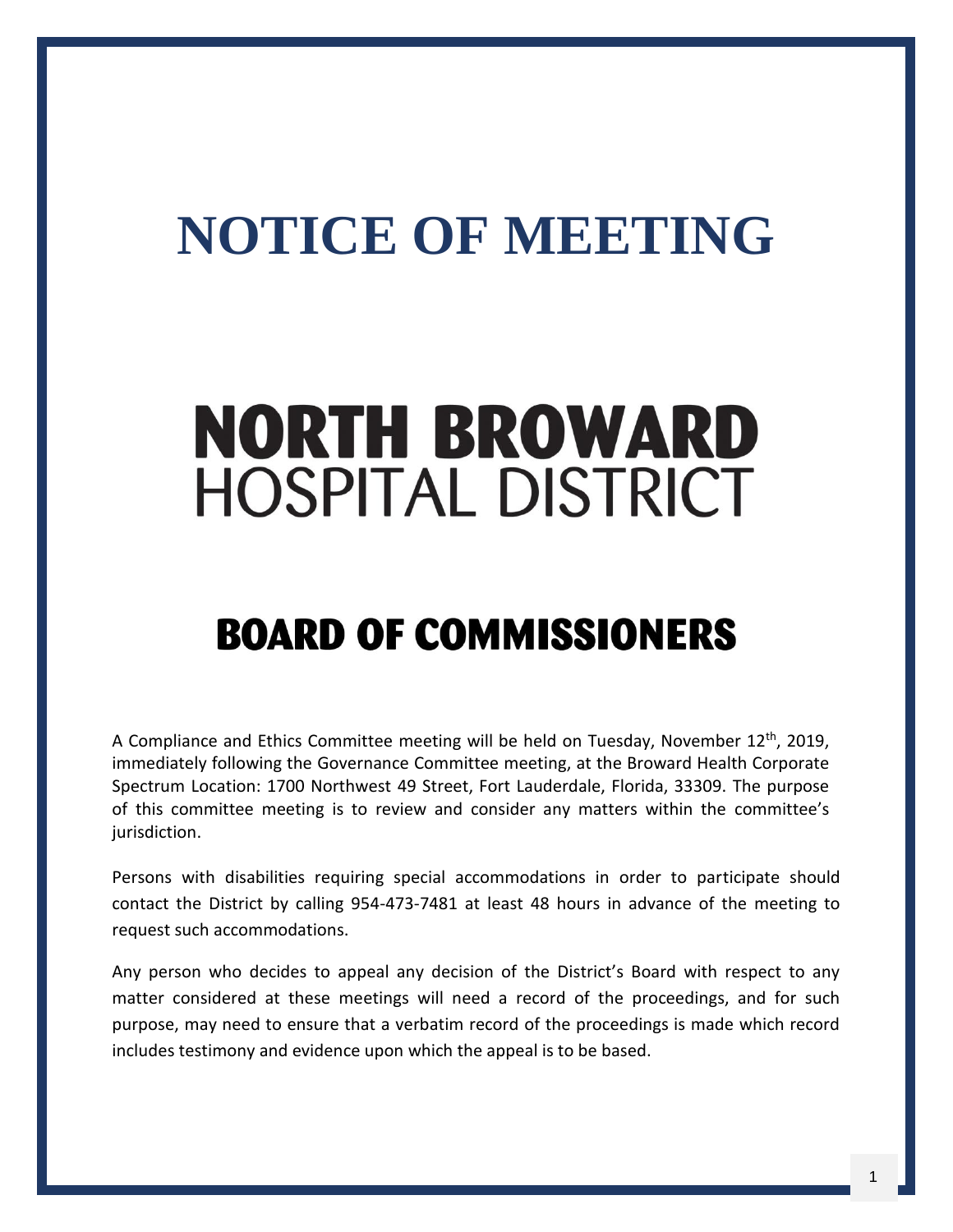# NOTICE OF MEETING

# NORTH BROWARD
## HOSPITAL DISTRICT

## BOARD OF COMMISSIONERS

A Compliance and Ethics Committee meeting will be held on Tuesday, November 12th, 2019, immediately following the Governance Committee meeting, at the Broward Health Corporate Spectrum Location: 1700 Northwest 49 Street, Fort Lauderdale, Florida, 33309. The purpose of this committee meeting is to review and consider any matters within the committee's jurisdiction.

Persons with disabilities requiring special accommodations in order to participate should contact the District by calling 954-473-7481 at least 48 hours in advance of the meeting to request such accommodations.

Any person who decides to appeal any decision of the District's Board with respect to any matter considered at these meetings will need a record of the proceedings, and for such purpose, may need to ensure that a verbatim record of the proceedings is made which record includes testimony and evidence upon which the appeal is to be based.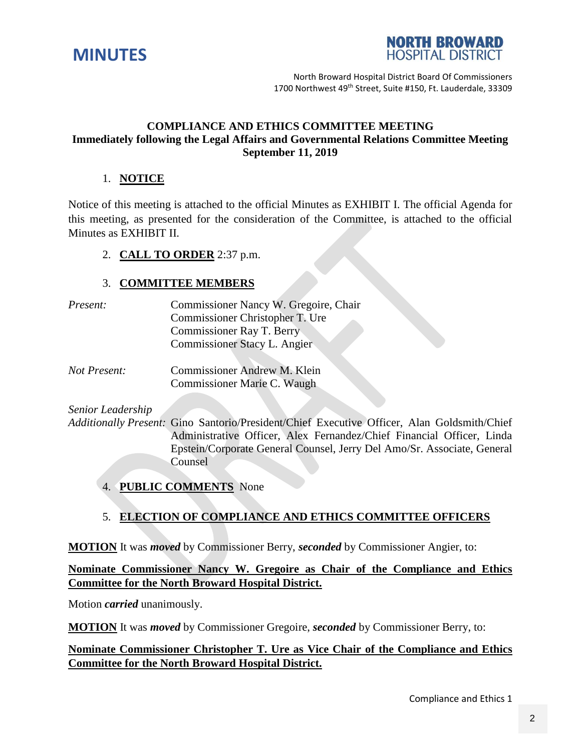# MINUTES

**NORTH BROWARD HOSPITAL DISTRICT**

North Broward Hospital District Board Of Commissioners
1700 Northwest 49th Street, Suite #150, Ft. Lauderdale, 33309

**COMPLIANCE AND ETHICS COMMITTEE MEETING**
**Immediately following the Legal Affairs and Governmental Relations Committee Meeting**
**September 11, 2019**

1. **NOTICE**

Notice of this meeting is attached to the official Minutes as EXHIBIT I. The official Agenda for this meeting, as presented for the consideration of the Committee, is attached to the official Minutes as EXHIBIT II.

2. **CALL TO ORDER** 2:37 p.m.

3. **COMMITTEE MEMBERS**

*Present:* Commissioner Nancy W. Gregoire, Chair
Commissioner Christopher T. Ure
Commissioner Ray T. Berry
Commissioner Stacy L. Angier

*Not Present:* Commissioner Andrew M. Klein
Commissioner Marie C. Waugh

*Senior Leadership Additionally Present:* Gino Santorio/President/Chief Executive Officer, Alan Goldsmith/Chief Administrative Officer, Alex Fernandez/Chief Financial Officer, Linda Epstein/Corporate General Counsel, Jerry Del Amo/Sr. Associate, General Counsel

4. **PUBLIC COMMENTS** None

5. **ELECTION OF COMPLIANCE AND ETHICS COMMITTEE OFFICERS**

**MOTION** It was ***moved*** by Commissioner Berry, ***seconded*** by Commissioner Angier, to:

**Nominate Commissioner Nancy W. Gregoire as Chair of the Compliance and Ethics Committee for the North Broward Hospital District.**

Motion ***carried*** unanimously.

**MOTION** It was ***moved*** by Commissioner Gregoire, ***seconded*** by Commissioner Berry, to:

**Nominate Commissioner Christopher T. Ure as Vice Chair of the Compliance and Ethics Committee for the North Broward Hospital District.**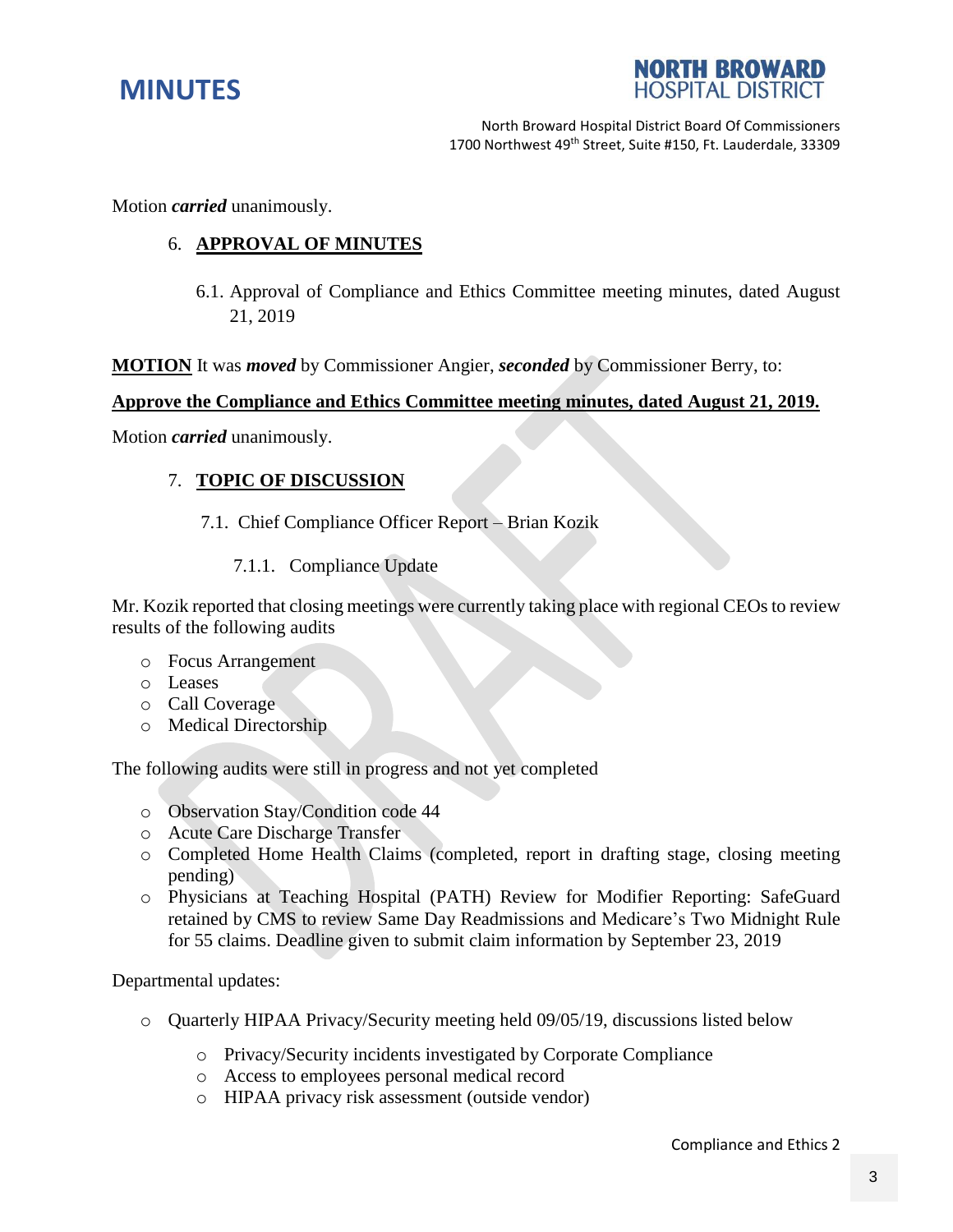Motion ***carried*** unanimously.

## 6. APPROVAL OF MINUTES

6.1. Approval of Compliance and Ethics Committee meeting minutes, dated August 21, 2019

**MOTION** It was ***moved*** by Commissioner Angier, ***seconded*** by Commissioner Berry, to:

**Approve the Compliance and Ethics Committee meeting minutes, dated August 21, 2019.**

Motion ***carried*** unanimously.

## 7. TOPIC OF DISCUSSION

7.1. Chief Compliance Officer Report – Brian Kozik

7.1.1. Compliance Update

Mr. Kozik reported that closing meetings were currently taking place with regional CEOs to review results of the following audits

- Focus Arrangement
- Leases
- Call Coverage
- Medical Directorship

The following audits were still in progress and not yet completed

- Observation Stay/Condition code 44
- Acute Care Discharge Transfer
- Completed Home Health Claims (completed, report in drafting stage, closing meeting pending)
- Physicians at Teaching Hospital (PATH) Review for Modifier Reporting: SafeGuard retained by CMS to review Same Day Readmissions and Medicare's Two Midnight Rule for 55 claims. Deadline given to submit claim information by September 23, 2019

Departmental updates:

- Quarterly HIPAA Privacy/Security meeting held 09/05/19, discussions listed below
  - Privacy/Security incidents investigated by Corporate Compliance
  - Access to employees personal medical record
  - HIPAA privacy risk assessment (outside vendor)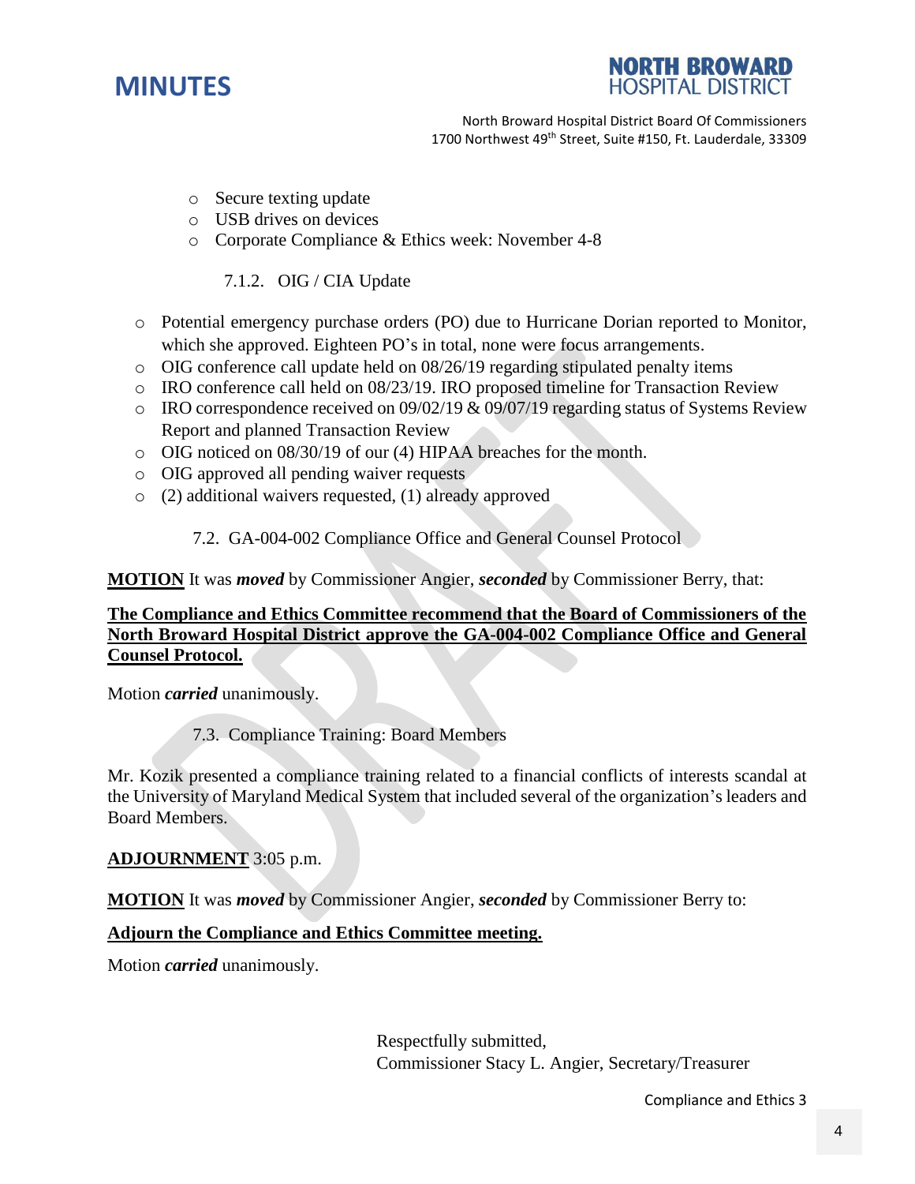- Secure texting update
- USB drives on devices
- Corporate Compliance & Ethics week: November 4-8

7.1.2. OIG / CIA Update

- Potential emergency purchase orders (PO) due to Hurricane Dorian reported to Monitor, which she approved. Eighteen PO's in total, none were focus arrangements.
- OIG conference call update held on 08/26/19 regarding stipulated penalty items
- IRO conference call held on 08/23/19. IRO proposed timeline for Transaction Review
- IRO correspondence received on 09/02/19 & 09/07/19 regarding status of Systems Review Report and planned Transaction Review
- OIG noticed on 08/30/19 of our (4) HIPAA breaches for the month.
- OIG approved all pending waiver requests
- (2) additional waivers requested, (1) already approved

7.2. GA-004-002 Compliance Office and General Counsel Protocol

**MOTION** It was ***moved*** by Commissioner Angier, ***seconded*** by Commissioner Berry, that:

**The Compliance and Ethics Committee recommend that the Board of Commissioners of the North Broward Hospital District approve the GA-004-002 Compliance Office and General Counsel Protocol.**

Motion ***carried*** unanimously.

7.3. Compliance Training: Board Members

Mr. Kozik presented a compliance training related to a financial conflicts of interests scandal at the University of Maryland Medical System that included several of the organization's leaders and Board Members.

**ADJOURNMENT** 3:05 p.m.

**MOTION** It was ***moved*** by Commissioner Angier, ***seconded*** by Commissioner Berry to:

**Adjourn the Compliance and Ethics Committee meeting.**

Motion ***carried*** unanimously.

Respectfully submitted,
Commissioner Stacy L. Angier, Secretary/Treasurer